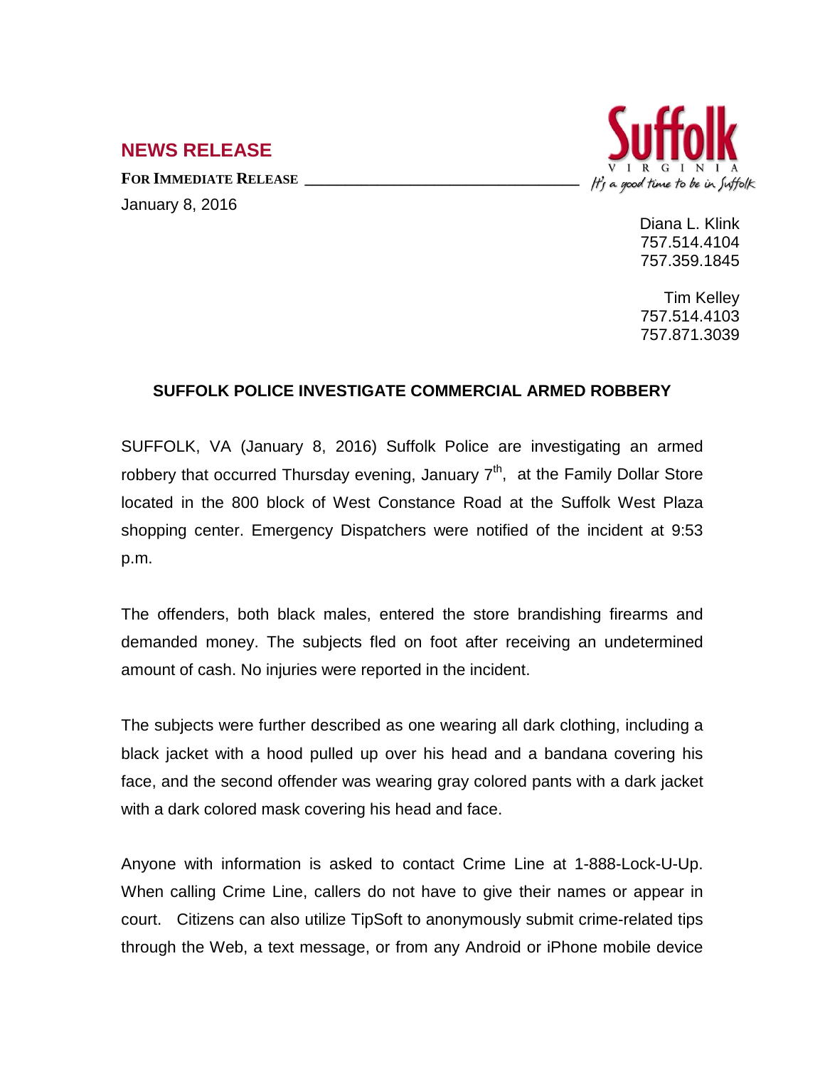## NEWS RELEASE

**FOR IMMEDIATE RELEASE**

January 8, 2016

Suffolk VIRGINIA It's a good time to be in Suffolk

Diana L. Klink
757.514.4104
757.359.1845

Tim Kelley
757.514.4103
757.871.3039

### SUFFOLK POLICE INVESTIGATE COMMERCIAL ARMED ROBBERY

SUFFOLK, VA (January 8, 2016) Suffolk Police are investigating an armed robbery that occurred Thursday evening, January 7th, at the Family Dollar Store located in the 800 block of West Constance Road at the Suffolk West Plaza shopping center. Emergency Dispatchers were notified of the incident at 9:53 p.m.

The offenders, both black males, entered the store brandishing firearms and demanded money. The subjects fled on foot after receiving an undetermined amount of cash. No injuries were reported in the incident.

The subjects were further described as one wearing all dark clothing, including a black jacket with a hood pulled up over his head and a bandana covering his face, and the second offender was wearing gray colored pants with a dark jacket with a dark colored mask covering his head and face.

Anyone with information is asked to contact Crime Line at 1-888-Lock-U-Up. When calling Crime Line, callers do not have to give their names or appear in court. Citizens can also utilize TipSoft to anonymously submit crime-related tips through the Web, a text message, or from any Android or iPhone mobile device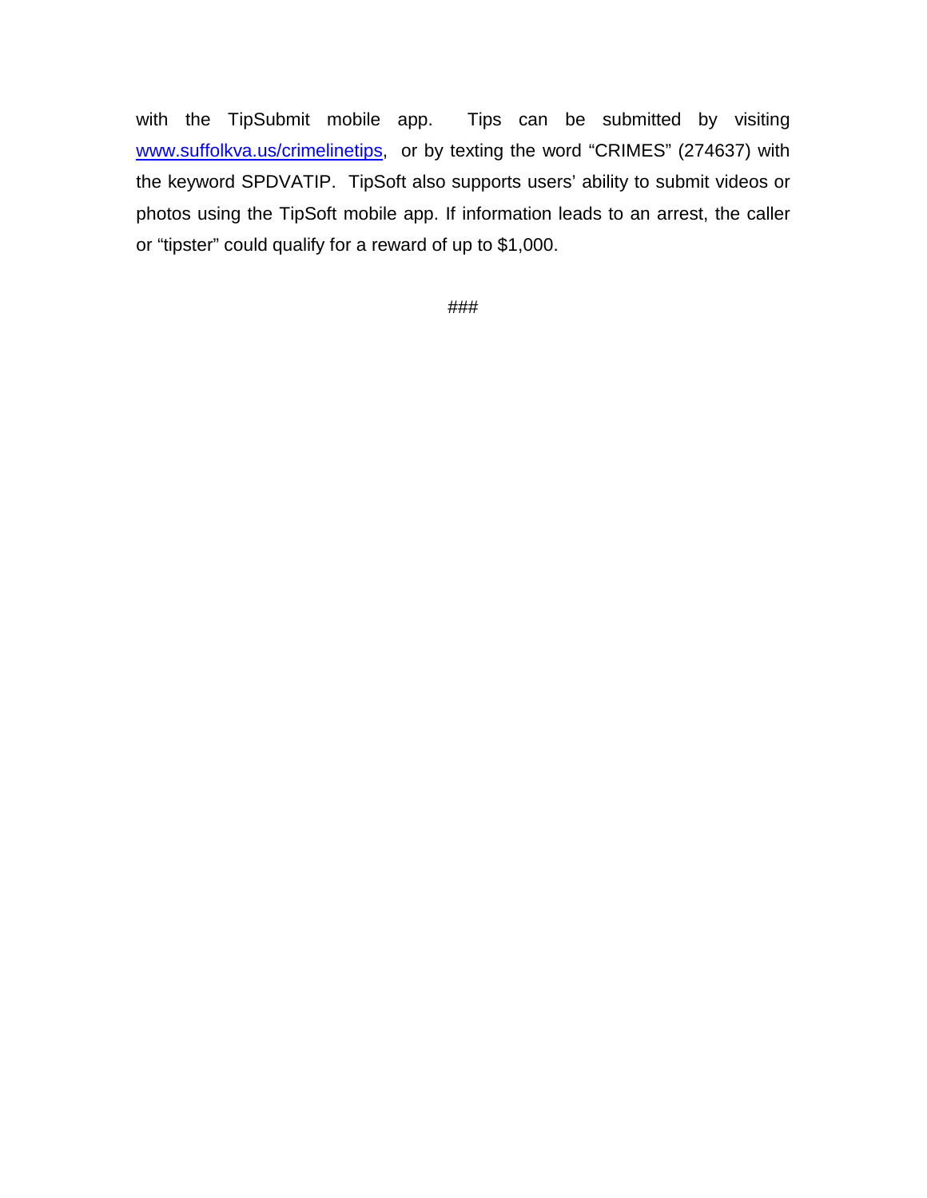with the TipSubmit mobile app. Tips can be submitted by visiting www.suffolkva.us/crimelinetips, or by texting the word “CRIMES” (274637) with the keyword SPDVATIP. TipSoft also supports users’ ability to submit videos or photos using the TipSoft mobile app. If information leads to an arrest, the caller or “tipster” could qualify for a reward of up to $1,000.

###